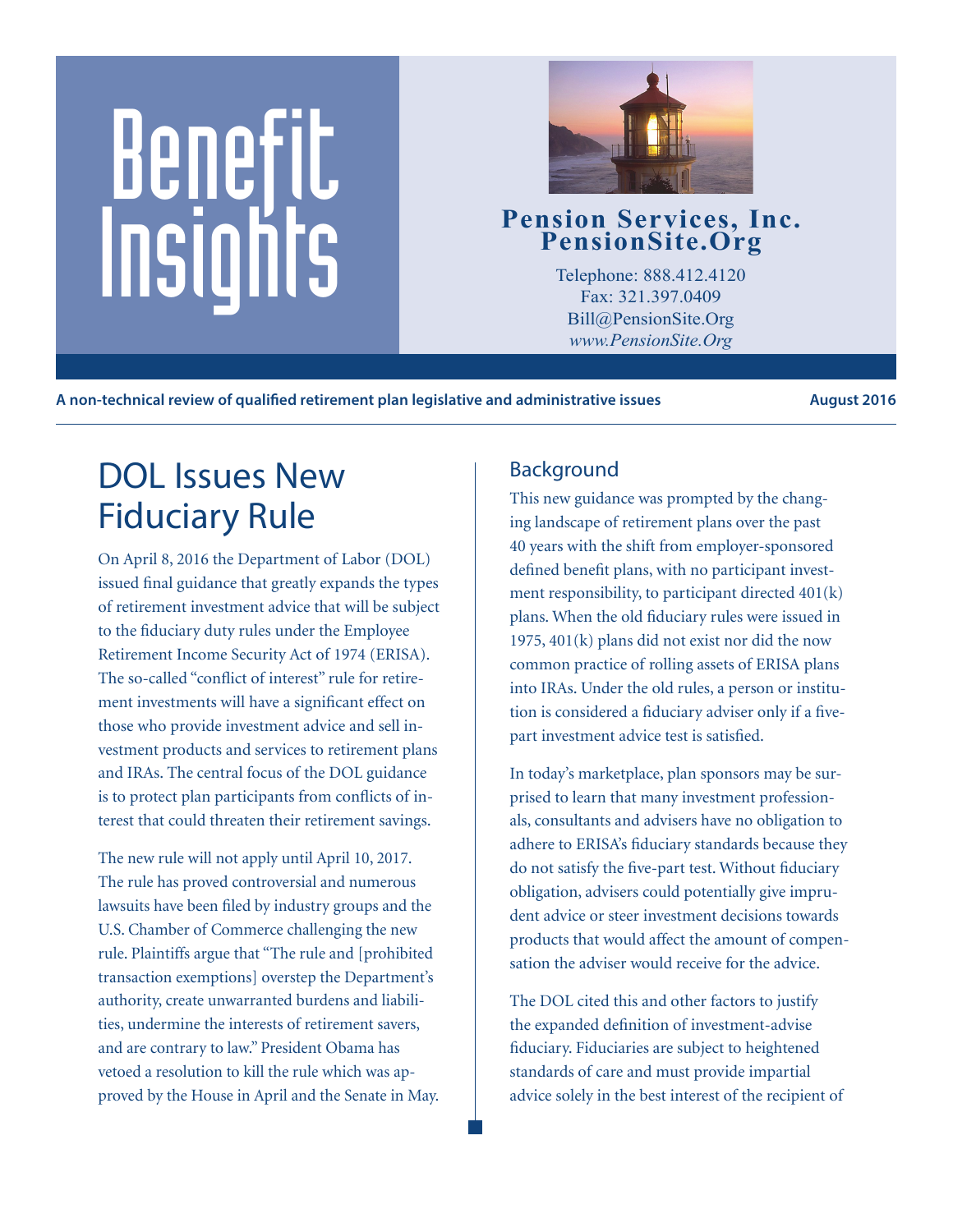# Benefit Insights

**Pension Services, Inc.**
**PensionSite.Org**

Telephone: 888.412.4120
Fax: 321.397.0409
Bill@PensionSite.Org
*www.PensionSite.Org*

**A non-technical review of qualified retirement plan legislative and administrative issues** **August 2016**

## DOL Issues New Fiduciary Rule

On April 8, 2016 the Department of Labor (DOL) issued final guidance that greatly expands the types of retirement investment advice that will be subject to the fiduciary duty rules under the Employee Retirement Income Security Act of 1974 (ERISA). The so-called "conflict of interest" rule for retirement investments will have a significant effect on those who provide investment advice and sell investment products and services to retirement plans and IRAs. The central focus of the DOL guidance is to protect plan participants from conflicts of interest that could threaten their retirement savings.

The new rule will not apply until April 10, 2017. The rule has proved controversial and numerous lawsuits have been filed by industry groups and the U.S. Chamber of Commerce challenging the new rule. Plaintiffs argue that "The rule and [prohibited transaction exemptions] overstep the Department's authority, create unwarranted burdens and liabilities, undermine the interests of retirement savers, and are contrary to law." President Obama has vetoed a resolution to kill the rule which was approved by the House in April and the Senate in May.

### Background

This new guidance was prompted by the changing landscape of retirement plans over the past 40 years with the shift from employer-sponsored defined benefit plans, with no participant investment responsibility, to participant directed 401(k) plans. When the old fiduciary rules were issued in 1975, 401(k) plans did not exist nor did the now common practice of rolling assets of ERISA plans into IRAs. Under the old rules, a person or institution is considered a fiduciary adviser only if a five-part investment advice test is satisfied.

In today's marketplace, plan sponsors may be surprised to learn that many investment professionals, consultants and advisers have no obligation to adhere to ERISA's fiduciary standards because they do not satisfy the five-part test. Without fiduciary obligation, advisers could potentially give imprudent advice or steer investment decisions towards products that would affect the amount of compensation the adviser would receive for the advice.

The DOL cited this and other factors to justify the expanded definition of investment-advise fiduciary. Fiduciaries are subject to heightened standards of care and must provide impartial advice solely in the best interest of the recipient of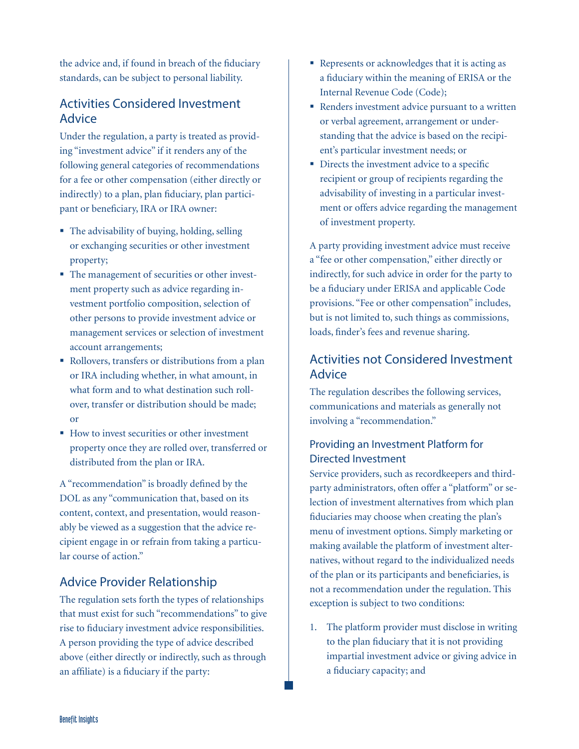the advice and, if found in breach of the fiduciary standards, can be subject to personal liability.

## Activities Considered Investment Advice

Under the regulation, a party is treated as providing "investment advice" if it renders any of the following general categories of recommendations for a fee or other compensation (either directly or indirectly) to a plan, plan fiduciary, plan participant or beneficiary, IRA or IRA owner:

- The advisability of buying, holding, selling or exchanging securities or other investment property;
- The management of securities or other investment property such as advice regarding investment portfolio composition, selection of other persons to provide investment advice or management services or selection of investment account arrangements;
- Rollovers, transfers or distributions from a plan or IRA including whether, in what amount, in what form and to what destination such rollover, transfer or distribution should be made; or
- How to invest securities or other investment property once they are rolled over, transferred or distributed from the plan or IRA.

A "recommendation" is broadly defined by the DOL as any "communication that, based on its content, context, and presentation, would reasonably be viewed as a suggestion that the advice recipient engage in or refrain from taking a particular course of action."

## Advice Provider Relationship

The regulation sets forth the types of relationships that must exist for such "recommendations" to give rise to fiduciary investment advice responsibilities. A person providing the type of advice described above (either directly or indirectly, such as through an affiliate) is a fiduciary if the party:

- Represents or acknowledges that it is acting as a fiduciary within the meaning of ERISA or the Internal Revenue Code (Code);
- Renders investment advice pursuant to a written or verbal agreement, arrangement or understanding that the advice is based on the recipient's particular investment needs; or
- Directs the investment advice to a specific recipient or group of recipients regarding the advisability of investing in a particular investment or offers advice regarding the management of investment property.

A party providing investment advice must receive a "fee or other compensation," either directly or indirectly, for such advice in order for the party to be a fiduciary under ERISA and applicable Code provisions. "Fee or other compensation" includes, but is not limited to, such things as commissions, loads, finder's fees and revenue sharing.

## Activities not Considered Investment Advice

The regulation describes the following services, communications and materials as generally not involving a "recommendation."

### Providing an Investment Platform for Directed Investment

Service providers, such as recordkeepers and third-party administrators, often offer a "platform" or selection of investment alternatives from which plan fiduciaries may choose when creating the plan's menu of investment options. Simply marketing or making available the platform of investment alternatives, without regard to the individualized needs of the plan or its participants and beneficiaries, is not a recommendation under the regulation. This exception is subject to two conditions:

1. The platform provider must disclose in writing to the plan fiduciary that it is not providing impartial investment advice or giving advice in a fiduciary capacity; and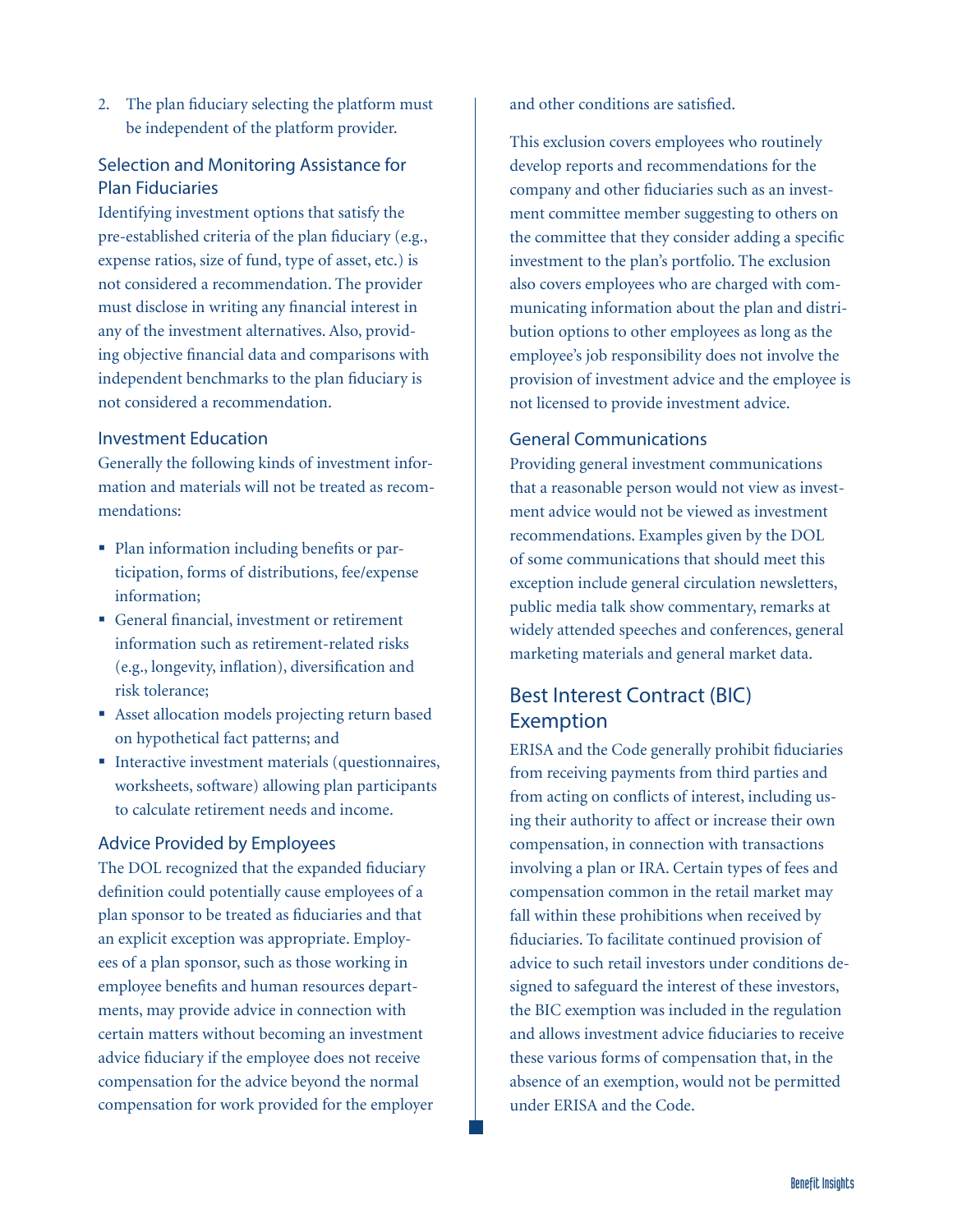2. The plan fiduciary selecting the platform must be independent of the platform provider.

### Selection and Monitoring Assistance for Plan Fiduciaries

Identifying investment options that satisfy the pre-established criteria of the plan fiduciary (e.g., expense ratios, size of fund, type of asset, etc.) is not considered a recommendation. The provider must disclose in writing any financial interest in any of the investment alternatives. Also, providing objective financial data and comparisons with independent benchmarks to the plan fiduciary is not considered a recommendation.

### Investment Education

Generally the following kinds of investment information and materials will not be treated as recommendations:

- Plan information including benefits or participation, forms of distributions, fee/expense information;
- General financial, investment or retirement information such as retirement-related risks (e.g., longevity, inflation), diversification and risk tolerance;
- Asset allocation models projecting return based on hypothetical fact patterns; and
- Interactive investment materials (questionnaires, worksheets, software) allowing plan participants to calculate retirement needs and income.

### Advice Provided by Employees

The DOL recognized that the expanded fiduciary definition could potentially cause employees of a plan sponsor to be treated as fiduciaries and that an explicit exception was appropriate. Employees of a plan sponsor, such as those working in employee benefits and human resources departments, may provide advice in connection with certain matters without becoming an investment advice fiduciary if the employee does not receive compensation for the advice beyond the normal compensation for work provided for the employer and other conditions are satisfied.

This exclusion covers employees who routinely develop reports and recommendations for the company and other fiduciaries such as an investment committee member suggesting to others on the committee that they consider adding a specific investment to the plan's portfolio. The exclusion also covers employees who are charged with communicating information about the plan and distribution options to other employees as long as the employee's job responsibility does not involve the provision of investment advice and the employee is not licensed to provide investment advice.

### General Communications

Providing general investment communications that a reasonable person would not view as investment advice would not be viewed as investment recommendations. Examples given by the DOL of some communications that should meet this exception include general circulation newsletters, public media talk show commentary, remarks at widely attended speeches and conferences, general marketing materials and general market data.

## Best Interest Contract (BIC) Exemption

ERISA and the Code generally prohibit fiduciaries from receiving payments from third parties and from acting on conflicts of interest, including using their authority to affect or increase their own compensation, in connection with transactions involving a plan or IRA. Certain types of fees and compensation common in the retail market may fall within these prohibitions when received by fiduciaries. To facilitate continued provision of advice to such retail investors under conditions designed to safeguard the interest of these investors, the BIC exemption was included in the regulation and allows investment advice fiduciaries to receive these various forms of compensation that, in the absence of an exemption, would not be permitted under ERISA and the Code.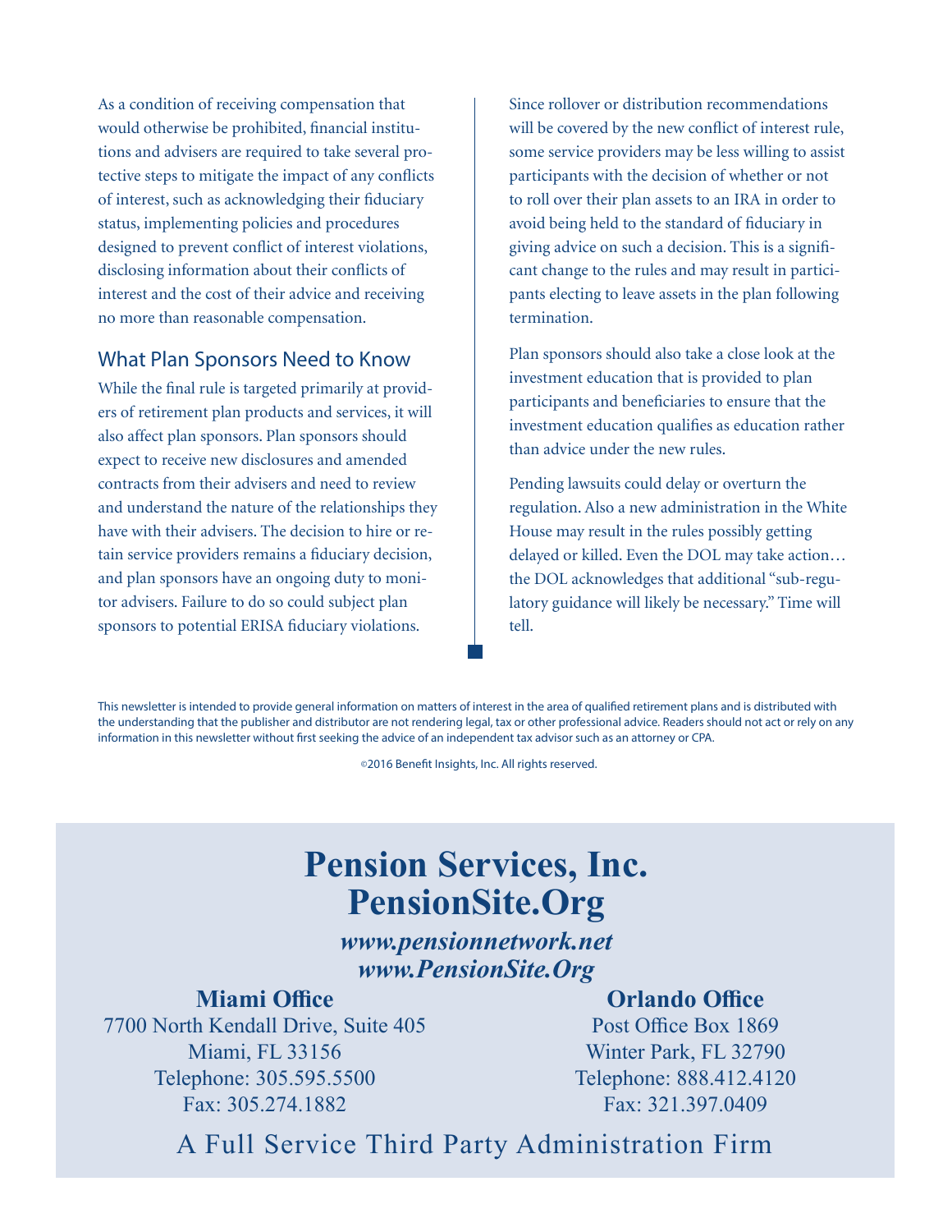As a condition of receiving compensation that would otherwise be prohibited, financial institutions and advisers are required to take several protective steps to mitigate the impact of any conflicts of interest, such as acknowledging their fiduciary status, implementing policies and procedures designed to prevent conflict of interest violations, disclosing information about their conflicts of interest and the cost of their advice and receiving no more than reasonable compensation.

## What Plan Sponsors Need to Know

While the final rule is targeted primarily at providers of retirement plan products and services, it will also affect plan sponsors. Plan sponsors should expect to receive new disclosures and amended contracts from their advisers and need to review and understand the nature of the relationships they have with their advisers. The decision to hire or retain service providers remains a fiduciary decision, and plan sponsors have an ongoing duty to monitor advisers. Failure to do so could subject plan sponsors to potential ERISA fiduciary violations.

Since rollover or distribution recommendations will be covered by the new conflict of interest rule, some service providers may be less willing to assist participants with the decision of whether or not to roll over their plan assets to an IRA in order to avoid being held to the standard of fiduciary in giving advice on such a decision. This is a significant change to the rules and may result in participants electing to leave assets in the plan following termination.

Plan sponsors should also take a close look at the investment education that is provided to plan participants and beneficiaries to ensure that the investment education qualifies as education rather than advice under the new rules.

Pending lawsuits could delay or overturn the regulation. Also a new administration in the White House may result in the rules possibly getting delayed or killed. Even the DOL may take action… the DOL acknowledges that additional "sub-regulatory guidance will likely be necessary." Time will tell.

This newsletter is intended to provide general information on matters of interest in the area of qualified retirement plans and is distributed with the understanding that the publisher and distributor are not rendering legal, tax or other professional advice. Readers should not act or rely on any information in this newsletter without first seeking the advice of an independent tax advisor such as an attorney or CPA.

©2016 Benefit Insights, Inc. All rights reserved.

# Pension Services, Inc.
# PensionSite.Org

***www.pensionnetwork.net***
***www.PensionSite.Org***

**Miami Office**
7700 North Kendall Drive, Suite 405
Miami, FL 33156
Telephone: 305.595.5500
Fax: 305.274.1882

**Orlando Office**
Post Office Box 1869
Winter Park, FL 32790
Telephone: 888.412.4120
Fax: 321.397.0409

A Full Service Third Party Administration Firm